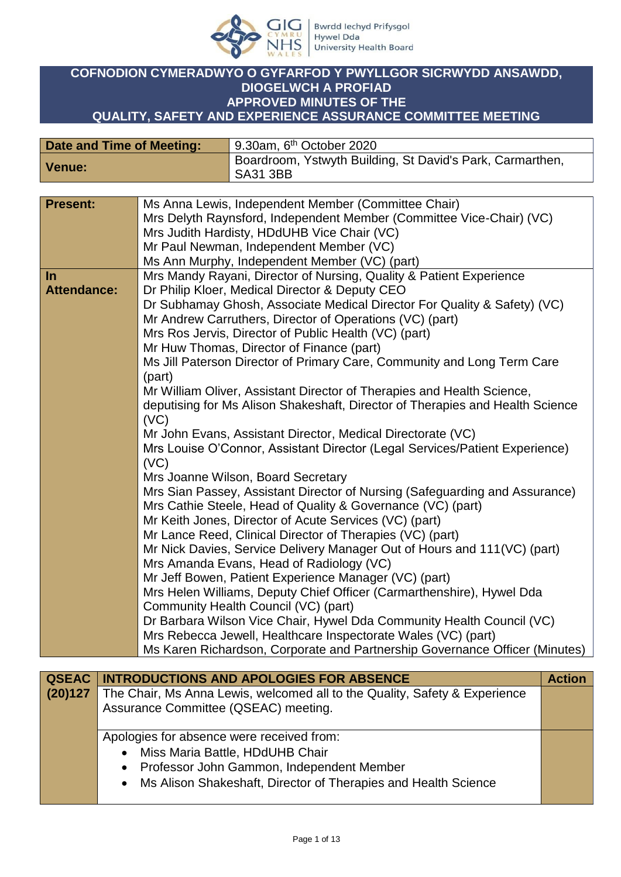# COFNODION CYMERADWYO O GYFARFOD Y PWYLLGOR SICRWYDD ANSAWDD, DIOGELWCH A PROFIAD
# APPROVED MINUTES OF THE QUALITY, SAFETY AND EXPERIENCE ASSURANCE COMMITTEE MEETING

| Date and Time of Meeting: | 9.30am, 6th October 2020 |
| --- | --- |
| Venue: | Boardroom, Ystwyth Building, St David's Park, Carmarthen, SA31 3BB |

| | |
| --- | --- |
| **Present:** | Ms Anna Lewis, Independent Member (Committee Chair)<br>Mrs Delyth Raynsford, Independent Member (Committee Vice-Chair) (VC)<br>Mrs Judith Hardisty, HDdUHB Vice Chair (VC)<br>Mr Paul Newman, Independent Member (VC)<br>Ms Ann Murphy, Independent Member (VC) (part) |
| **In Attendance:** | Mrs Mandy Rayani, Director of Nursing, Quality & Patient Experience<br>Dr Philip Kloer, Medical Director & Deputy CEO<br>Dr Subhamay Ghosh, Associate Medical Director For Quality & Safety) (VC)<br>Mr Andrew Carruthers, Director of Operations (VC) (part)<br>Mrs Ros Jervis, Director of Public Health (VC) (part)<br>Mr Huw Thomas, Director of Finance (part)<br>Ms Jill Paterson Director of Primary Care, Community and Long Term Care (part)<br>Mr William Oliver, Assistant Director of Therapies and Health Science, deputising for Ms Alison Shakeshaft, Director of Therapies and Health Science (VC)<br>Mr John Evans, Assistant Director, Medical Directorate (VC)<br>Mrs Louise O'Connor, Assistant Director (Legal Services/Patient Experience) (VC)<br>Mrs Joanne Wilson, Board Secretary<br>Mrs Sian Passey, Assistant Director of Nursing (Safeguarding and Assurance)<br>Mrs Cathie Steele, Head of Quality & Governance (VC) (part)<br>Mr Keith Jones, Director of Acute Services (VC) (part)<br>Mr Lance Reed, Clinical Director of Therapies (VC) (part)<br>Mr Nick Davies, Service Delivery Manager Out of Hours and 111(VC) (part)<br>Mrs Amanda Evans, Head of Radiology (VC)<br>Mr Jeff Bowen, Patient Experience Manager (VC) (part)<br>Mrs Helen Williams, Deputy Chief Officer (Carmarthenshire), Hywel Dda Community Health Council (VC) (part)<br>Dr Barbara Wilson Vice Chair, Hywel Dda Community Health Council (VC)<br>Mrs Rebecca Jewell, Healthcare Inspectorate Wales (VC) (part)<br>Ms Karen Richardson, Corporate and Partnership Governance Officer (Minutes) |

| QSEAC (20)127 | INTRODUCTIONS AND APOLOGIES FOR ABSENCE | Action |
| --- | --- | --- |
| | The Chair, Ms Anna Lewis, welcomed all to the Quality, Safety & Experience Assurance Committee (QSEAC) meeting. | |
| | Apologies for absence were received from:<br>• Miss Maria Battle, HDdUHB Chair<br>• Professor John Gammon, Independent Member<br>• Ms Alison Shakeshaft, Director of Therapies and Health Science | |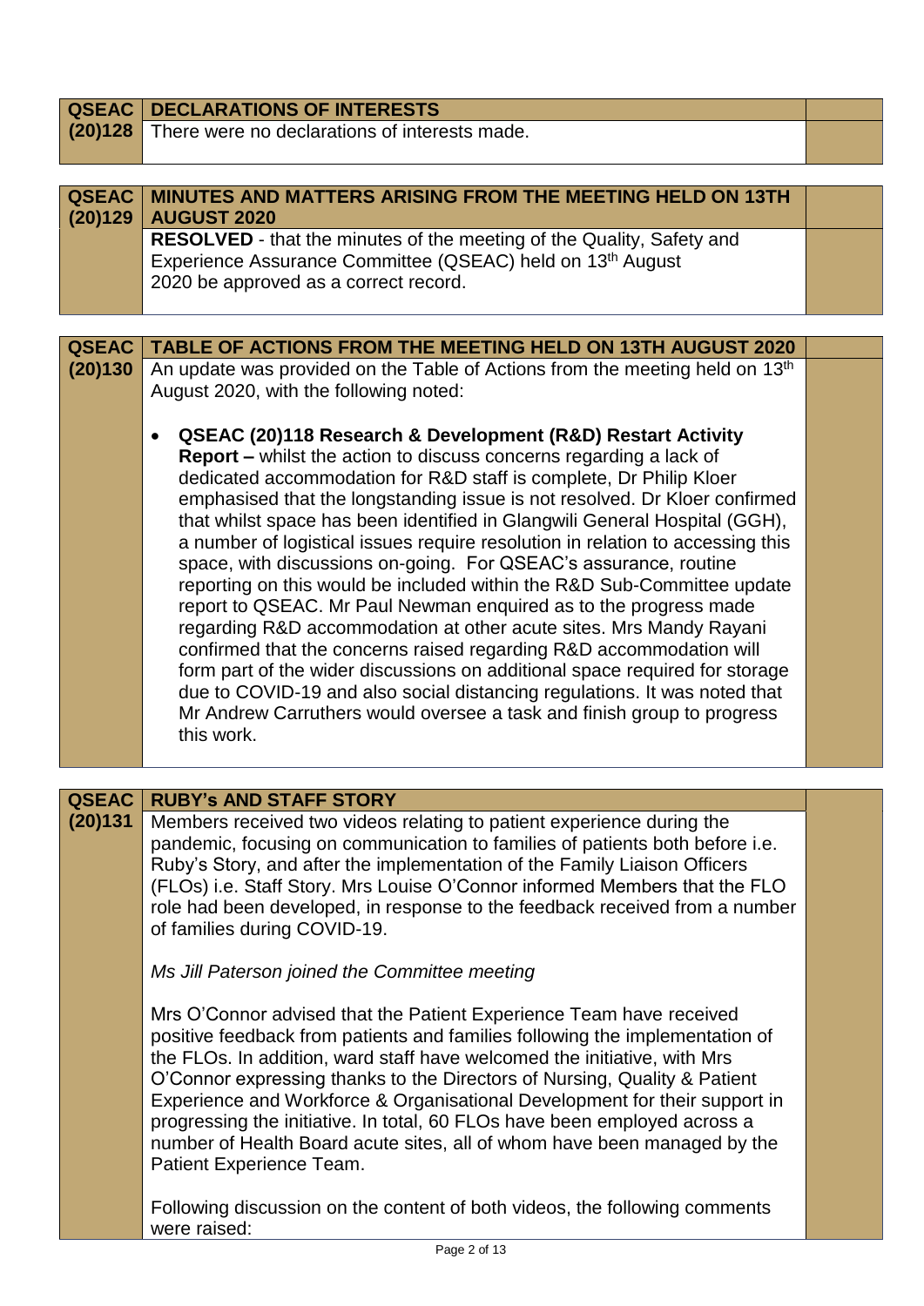| QSEAC (20)128 | DECLARATIONS OF INTERESTS | |
|---|---|---|
| | There were no declarations of interests made. | |

| QSEAC (20)129 | MINUTES AND MATTERS ARISING FROM THE MEETING HELD ON 13TH AUGUST 2020 | |
|---|---|---|
| | **RESOLVED** - that the minutes of the meeting of the Quality, Safety and Experience Assurance Committee (QSEAC) held on 13th August 2020 be approved as a correct record. | |

| QSEAC (20)130 | TABLE OF ACTIONS FROM THE MEETING HELD ON 13TH AUGUST 2020 | |
|---|---|---|
| | An update was provided on the Table of Actions from the meeting held on 13th August 2020, with the following noted:<br><br>• **QSEAC (20)118 Research & Development (R&D) Restart Activity Report –** whilst the action to discuss concerns regarding a lack of dedicated accommodation for R&D staff is complete, Dr Philip Kloer emphasised that the longstanding issue is not resolved. Dr Kloer confirmed that whilst space has been identified in Glangwili General Hospital (GGH), a number of logistical issues require resolution in relation to accessing this space, with discussions on-going. For QSEAC's assurance, routine reporting on this would be included within the R&D Sub-Committee update report to QSEAC. Mr Paul Newman enquired as to the progress made regarding R&D accommodation at other acute sites. Mrs Mandy Rayani confirmed that the concerns raised regarding R&D accommodation will form part of the wider discussions on additional space required for storage due to COVID-19 and also social distancing regulations. It was noted that Mr Andrew Carruthers would oversee a task and finish group to progress this work. | |

| QSEAC (20)131 | RUBY's AND STAFF STORY | |
|---|---|---|
| | Members received two videos relating to patient experience during the pandemic, focusing on communication to families of patients both before i.e. Ruby's Story, and after the implementation of the Family Liaison Officers (FLOs) i.e. Staff Story. Mrs Louise O'Connor informed Members that the FLO role had been developed, in response to the feedback received from a number of families during COVID-19.<br><br>*Ms Jill Paterson joined the Committee meeting*<br><br>Mrs O'Connor advised that the Patient Experience Team have received positive feedback from patients and families following the implementation of the FLOs. In addition, ward staff have welcomed the initiative, with Mrs O'Connor expressing thanks to the Directors of Nursing, Quality & Patient Experience and Workforce & Organisational Development for their support in progressing the initiative. In total, 60 FLOs have been employed across a number of Health Board acute sites, all of whom have been managed by the Patient Experience Team.<br><br>Following discussion on the content of both videos, the following comments were raised: | |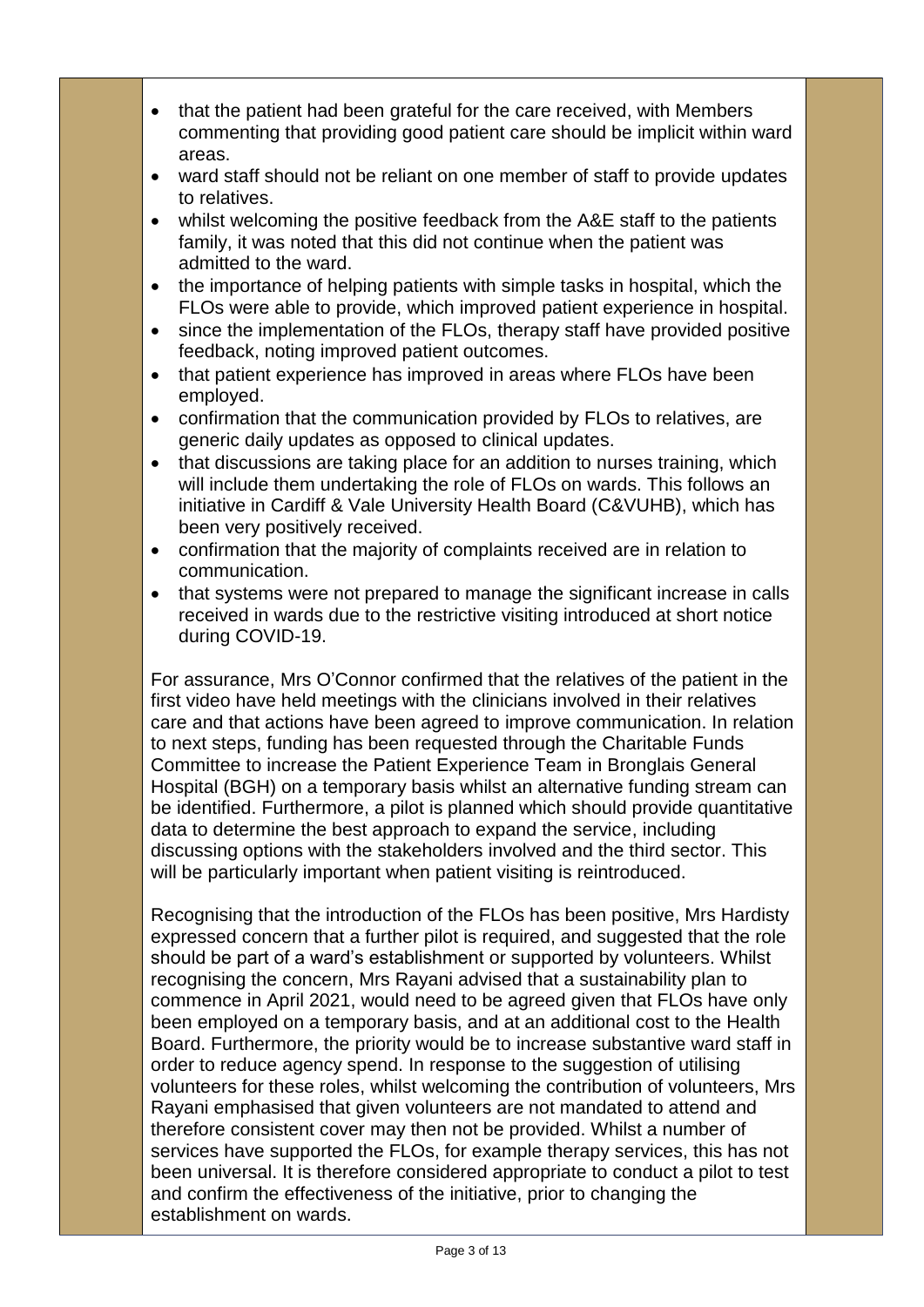- that the patient had been grateful for the care received, with Members commenting that providing good patient care should be implicit within ward areas.
- ward staff should not be reliant on one member of staff to provide updates to relatives.
- whilst welcoming the positive feedback from the A&E staff to the patients family, it was noted that this did not continue when the patient was admitted to the ward.
- the importance of helping patients with simple tasks in hospital, which the FLOs were able to provide, which improved patient experience in hospital.
- since the implementation of the FLOs, therapy staff have provided positive feedback, noting improved patient outcomes.
- that patient experience has improved in areas where FLOs have been employed.
- confirmation that the communication provided by FLOs to relatives, are generic daily updates as opposed to clinical updates.
- that discussions are taking place for an addition to nurses training, which will include them undertaking the role of FLOs on wards. This follows an initiative in Cardiff & Vale University Health Board (C&VUHB), which has been very positively received.
- confirmation that the majority of complaints received are in relation to communication.
- that systems were not prepared to manage the significant increase in calls received in wards due to the restrictive visiting introduced at short notice during COVID-19.

For assurance, Mrs O'Connor confirmed that the relatives of the patient in the first video have held meetings with the clinicians involved in their relatives care and that actions have been agreed to improve communication. In relation to next steps, funding has been requested through the Charitable Funds Committee to increase the Patient Experience Team in Bronglais General Hospital (BGH) on a temporary basis whilst an alternative funding stream can be identified. Furthermore, a pilot is planned which should provide quantitative data to determine the best approach to expand the service, including discussing options with the stakeholders involved and the third sector. This will be particularly important when patient visiting is reintroduced.

Recognising that the introduction of the FLOs has been positive, Mrs Hardisty expressed concern that a further pilot is required, and suggested that the role should be part of a ward's establishment or supported by volunteers. Whilst recognising the concern, Mrs Rayani advised that a sustainability plan to commence in April 2021, would need to be agreed given that FLOs have only been employed on a temporary basis, and at an additional cost to the Health Board. Furthermore, the priority would be to increase substantive ward staff in order to reduce agency spend. In response to the suggestion of utilising volunteers for these roles, whilst welcoming the contribution of volunteers, Mrs Rayani emphasised that given volunteers are not mandated to attend and therefore consistent cover may then not be provided. Whilst a number of services have supported the FLOs, for example therapy services, this has not been universal. It is therefore considered appropriate to conduct a pilot to test and confirm the effectiveness of the initiative, prior to changing the establishment on wards.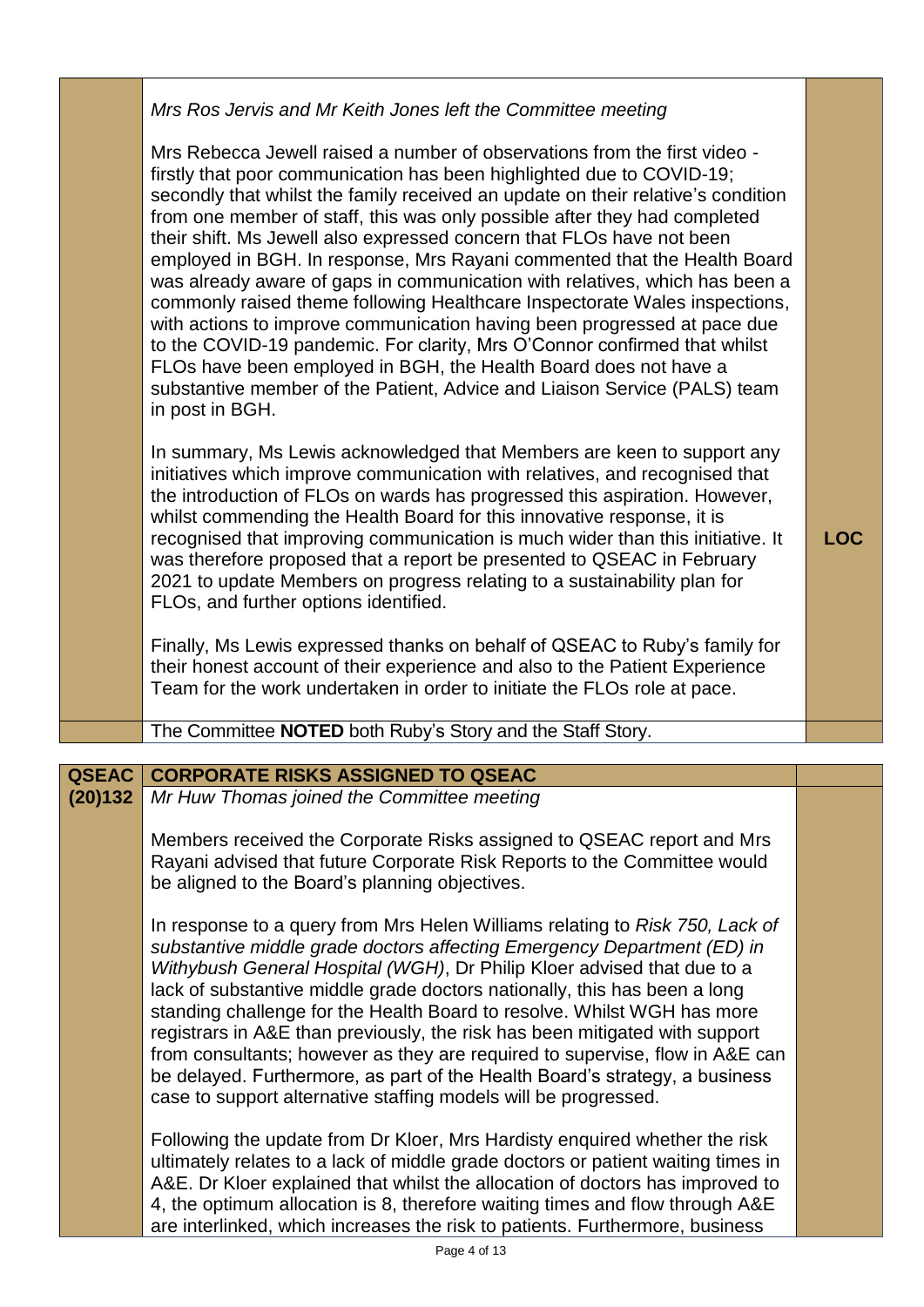| | | |
|---|---|---|
| | *Mrs Ros Jervis and Mr Keith Jones left the Committee meeting*<br><br>Mrs Rebecca Jewell raised a number of observations from the first video - firstly that poor communication has been highlighted due to COVID-19; secondly that whilst the family received an update on their relative's condition from one member of staff, this was only possible after they had completed their shift. Ms Jewell also expressed concern that FLOs have not been employed in BGH. In response, Mrs Rayani commented that the Health Board was already aware of gaps in communication with relatives, which has been a commonly raised theme following Healthcare Inspectorate Wales inspections, with actions to improve communication having been progressed at pace due to the COVID-19 pandemic. For clarity, Mrs O'Connor confirmed that whilst FLOs have been employed in BGH, the Health Board does not have a substantive member of the Patient, Advice and Liaison Service (PALS) team in post in BGH.<br><br>In summary, Ms Lewis acknowledged that Members are keen to support any initiatives which improve communication with relatives, and recognised that the introduction of FLOs on wards has progressed this aspiration. However, whilst commending the Health Board for this innovative response, it is recognised that improving communication is much wider than this initiative. It was therefore proposed that a report be presented to QSEAC in February 2021 to update Members on progress relating to a sustainability plan for FLOs, and further options identified.<br><br>Finally, Ms Lewis expressed thanks on behalf of QSEAC to Ruby's family for their honest account of their experience and also to the Patient Experience Team for the work undertaken in order to initiate the FLOs role at pace. | **LOC** |
| | The Committee **NOTED** both Ruby's Story and the Staff Story. | |

| **QSEAC (20)132** | **CORPORATE RISKS ASSIGNED TO QSEAC** | |
|---|---|---|
| | *Mr Huw Thomas joined the Committee meeting*<br><br>Members received the Corporate Risks assigned to QSEAC report and Mrs Rayani advised that future Corporate Risk Reports to the Committee would be aligned to the Board's planning objectives.<br><br>In response to a query from Mrs Helen Williams relating to *Risk 750, Lack of substantive middle grade doctors affecting Emergency Department (ED) in Withybush General Hospital (WGH)*, Dr Philip Kloer advised that due to a lack of substantive middle grade doctors nationally, this has been a long standing challenge for the Health Board to resolve. Whilst WGH has more registrars in A&E than previously, the risk has been mitigated with support from consultants; however as they are required to supervise, flow in A&E can be delayed. Furthermore, as part of the Health Board's strategy, a business case to support alternative staffing models will be progressed.<br><br>Following the update from Dr Kloer, Mrs Hardisty enquired whether the risk ultimately relates to a lack of middle grade doctors or patient waiting times in A&E. Dr Kloer explained that whilst the allocation of doctors has improved to 4, the optimum allocation is 8, therefore waiting times and flow through A&E are interlinked, which increases the risk to patients. Furthermore, business | |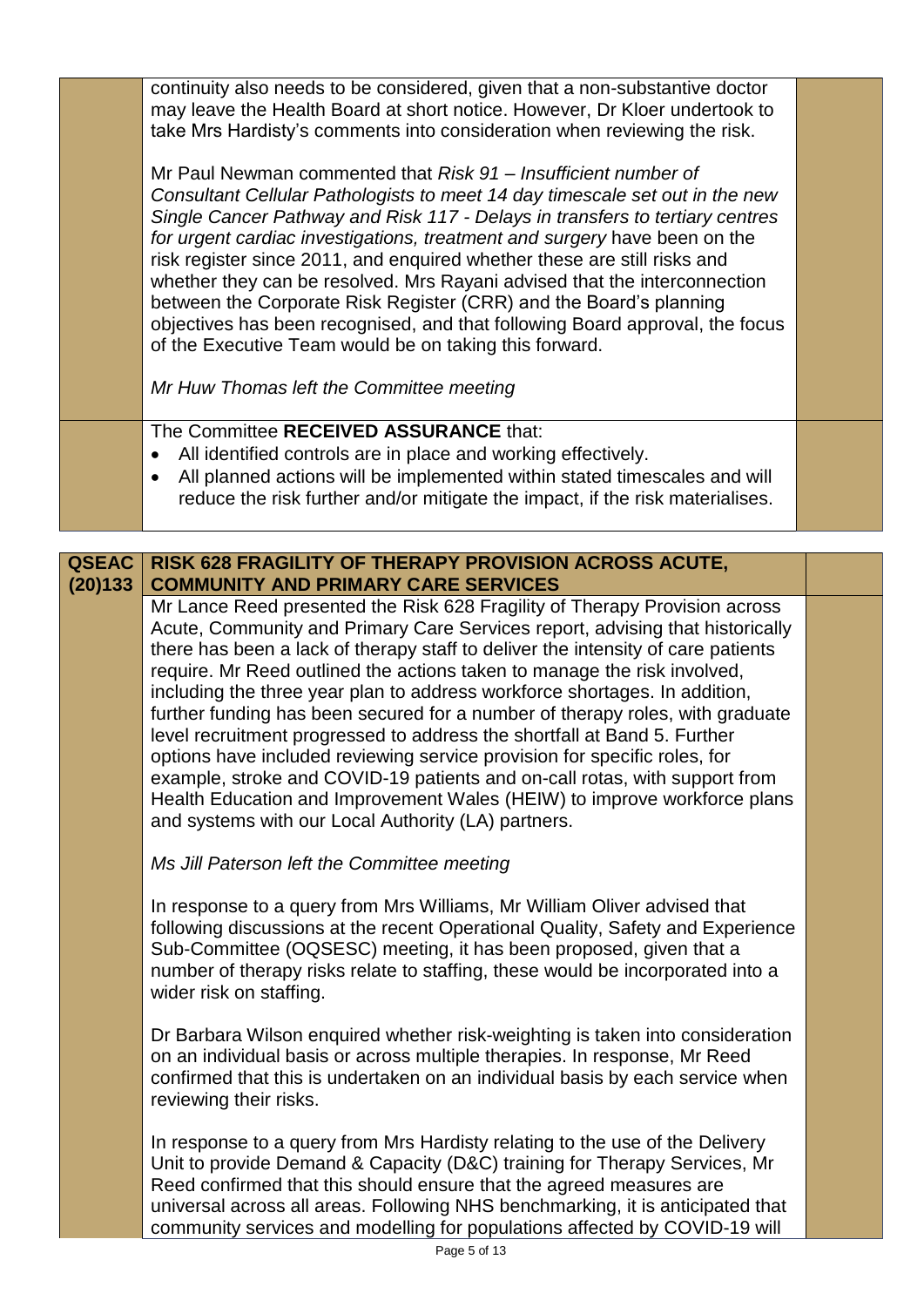| | | |
|---|---|---|
| | continuity also needs to be considered, given that a non-substantive doctor may leave the Health Board at short notice. However, Dr Kloer undertook to take Mrs Hardisty's comments into consideration when reviewing the risk.<br><br>Mr Paul Newman commented that *Risk 91 – Insufficient number of Consultant Cellular Pathologists to meet 14 day timescale set out in the new Single Cancer Pathway and Risk 117 - Delays in transfers to tertiary centres for urgent cardiac investigations, treatment and surgery* have been on the risk register since 2011, and enquired whether these are still risks and whether they can be resolved. Mrs Rayani advised that the interconnection between the Corporate Risk Register (CRR) and the Board's planning objectives has been recognised, and that following Board approval, the focus of the Executive Team would be on taking this forward.<br><br>*Mr Huw Thomas left the Committee meeting* | |
| | The Committee **RECEIVED ASSURANCE** that:<br>• All identified controls are in place and working effectively.<br>• All planned actions will be implemented within stated timescales and will reduce the risk further and/or mitigate the impact, if the risk materialises. | |

| | | |
|---|---|---|
| **QSEAC (20)133** | **RISK 628 FRAGILITY OF THERAPY PROVISION ACROSS ACUTE, COMMUNITY AND PRIMARY CARE SERVICES** | |
| | Mr Lance Reed presented the Risk 628 Fragility of Therapy Provision across Acute, Community and Primary Care Services report, advising that historically there has been a lack of therapy staff to deliver the intensity of care patients require. Mr Reed outlined the actions taken to manage the risk involved, including the three year plan to address workforce shortages. In addition, further funding has been secured for a number of therapy roles, with graduate level recruitment progressed to address the shortfall at Band 5. Further options have included reviewing service provision for specific roles, for example, stroke and COVID-19 patients and on-call rotas, with support from Health Education and Improvement Wales (HEIW) to improve workforce plans and systems with our Local Authority (LA) partners.<br><br>*Ms Jill Paterson left the Committee meeting*<br><br>In response to a query from Mrs Williams, Mr William Oliver advised that following discussions at the recent Operational Quality, Safety and Experience Sub-Committee (OQSESC) meeting, it has been proposed, given that a number of therapy risks relate to staffing, these would be incorporated into a wider risk on staffing.<br><br>Dr Barbara Wilson enquired whether risk-weighting is taken into consideration on an individual basis or across multiple therapies. In response, Mr Reed confirmed that this is undertaken on an individual basis by each service when reviewing their risks.<br><br>In response to a query from Mrs Hardisty relating to the use of the Delivery Unit to provide Demand & Capacity (D&C) training for Therapy Services, Mr Reed confirmed that this should ensure that the agreed measures are universal across all areas. Following NHS benchmarking, it is anticipated that community services and modelling for populations affected by COVID-19 will | |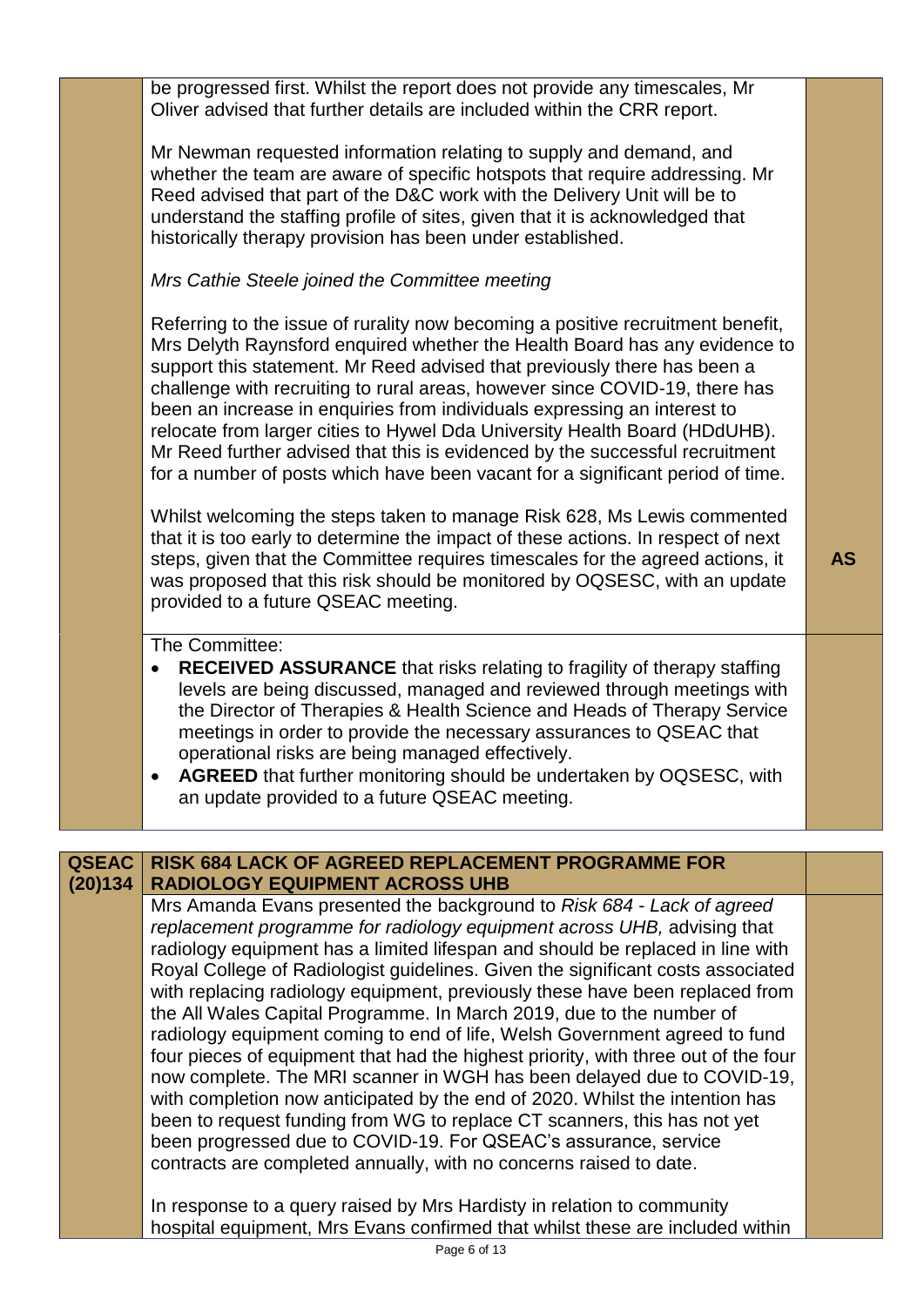|  |  |  |
|---|---|---|
|  | be progressed first. Whilst the report does not provide any timescales, Mr Oliver advised that further details are included within the CRR report.<br><br>Mr Newman requested information relating to supply and demand, and whether the team are aware of specific hotspots that require addressing. Mr Reed advised that part of the D&C work with the Delivery Unit will be to understand the staffing profile of sites, given that it is acknowledged that historically therapy provision has been under established.<br><br>*Mrs Cathie Steele joined the Committee meeting*<br><br>Referring to the issue of rurality now becoming a positive recruitment benefit, Mrs Delyth Raynsford enquired whether the Health Board has any evidence to support this statement. Mr Reed advised that previously there has been a challenge with recruiting to rural areas, however since COVID-19, there has been an increase in enquiries from individuals expressing an interest to relocate from larger cities to Hywel Dda University Health Board (HDdUHB). Mr Reed further advised that this is evidenced by the successful recruitment for a number of posts which have been vacant for a significant period of time.<br><br>Whilst welcoming the steps taken to manage Risk 628, Ms Lewis commented that it is too early to determine the impact of these actions. In respect of next steps, given that the Committee requires timescales for the agreed actions, it was proposed that this risk should be monitored by OQSESC, with an update provided to a future QSEAC meeting. | **AS** |
|  | The Committee:<br>• **RECEIVED ASSURANCE** that risks relating to fragility of therapy staffing levels are being discussed, managed and reviewed through meetings with the Director of Therapies & Health Science and Heads of Therapy Service meetings in order to provide the necessary assurances to QSEAC that operational risks are being managed effectively.<br>• **AGREED** that further monitoring should be undertaken by OQSESC, with an update provided to a future QSEAC meeting. |  |

|  |  |  |
|---|---|---|
| **QSEAC (20)134** | **RISK 684 LACK OF AGREED REPLACEMENT PROGRAMME FOR RADIOLOGY EQUIPMENT ACROSS UHB** |  |
|  | Mrs Amanda Evans presented the background to *Risk 684 - Lack of agreed replacement programme for radiology equipment across UHB,* advising that radiology equipment has a limited lifespan and should be replaced in line with Royal College of Radiologist guidelines. Given the significant costs associated with replacing radiology equipment, previously these have been replaced from the All Wales Capital Programme. In March 2019, due to the number of radiology equipment coming to end of life, Welsh Government agreed to fund four pieces of equipment that had the highest priority, with three out of the four now complete. The MRI scanner in WGH has been delayed due to COVID-19, with completion now anticipated by the end of 2020. Whilst the intention has been to request funding from WG to replace CT scanners, this has not yet been progressed due to COVID-19. For QSEAC's assurance, service contracts are completed annually, with no concerns raised to date.<br><br>In response to a query raised by Mrs Hardisty in relation to community hospital equipment, Mrs Evans confirmed that whilst these are included within |  |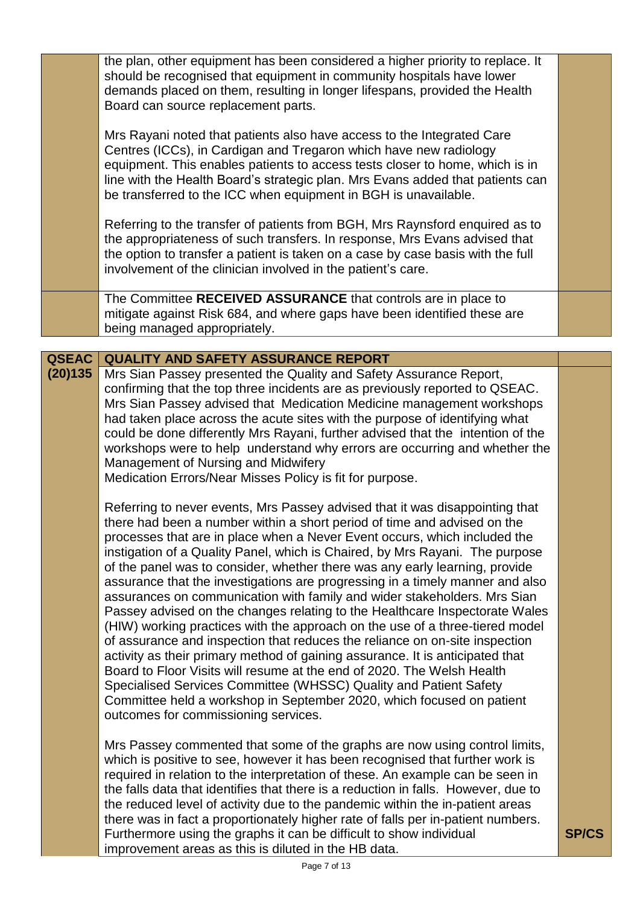| | | |
|---|---|---|
| | the plan, other equipment has been considered a higher priority to replace. It should be recognised that equipment in community hospitals have lower demands placed on them, resulting in longer lifespans, provided the Health Board can source replacement parts.<br><br>Mrs Rayani noted that patients also have access to the Integrated Care Centres (ICCs), in Cardigan and Tregaron which have new radiology equipment. This enables patients to access tests closer to home, which is in line with the Health Board's strategic plan. Mrs Evans added that patients can be transferred to the ICC when equipment in BGH is unavailable.<br><br>Referring to the transfer of patients from BGH, Mrs Raynsford enquired as to the appropriateness of such transfers. In response, Mrs Evans advised that the option to transfer a patient is taken on a case by case basis with the full involvement of the clinician involved in the patient's care. | |
| | The Committee **RECEIVED ASSURANCE** that controls are in place to mitigate against Risk 684, and where gaps have been identified these are being managed appropriately. | |

| | | |
|---|---|---|
| **QSEAC (20)135** | **QUALITY AND SAFETY ASSURANCE REPORT** | |
| | Mrs Sian Passey presented the Quality and Safety Assurance Report, confirming that the top three incidents are as previously reported to QSEAC. Mrs Sian Passey advised that Medication Medicine management workshops had taken place across the acute sites with the purpose of identifying what could be done differently Mrs Rayani, further advised that the intention of the workshops were to help understand why errors are occurring and whether the Management of Nursing and Midwifery Medication Errors/Near Misses Policy is fit for purpose.<br><br>Referring to never events, Mrs Passey advised that it was disappointing that there had been a number within a short period of time and advised on the processes that are in place when a Never Event occurs, which included the instigation of a Quality Panel, which is Chaired, by Mrs Rayani. The purpose of the panel was to consider, whether there was any early learning, provide assurance that the investigations are progressing in a timely manner and also assurances on communication with family and wider stakeholders. Mrs Sian Passey advised on the changes relating to the Healthcare Inspectorate Wales (HIW) working practices with the approach on the use of a three-tiered model of assurance and inspection that reduces the reliance on on-site inspection activity as their primary method of gaining assurance. It is anticipated that Board to Floor Visits will resume at the end of 2020. The Welsh Health Specialised Services Committee (WHSSC) Quality and Patient Safety Committee held a workshop in September 2020, which focused on patient outcomes for commissioning services.<br><br>Mrs Passey commented that some of the graphs are now using control limits, which is positive to see, however it has been recognised that further work is required in relation to the interpretation of these. An example can be seen in the falls data that identifies that there is a reduction in falls. However, due to the reduced level of activity due to the pandemic within the in-patient areas there was in fact a proportionately higher rate of falls per in-patient numbers. Furthermore using the graphs it can be difficult to show individual improvement areas as this is diluted in the HB data. | **SP/CS** |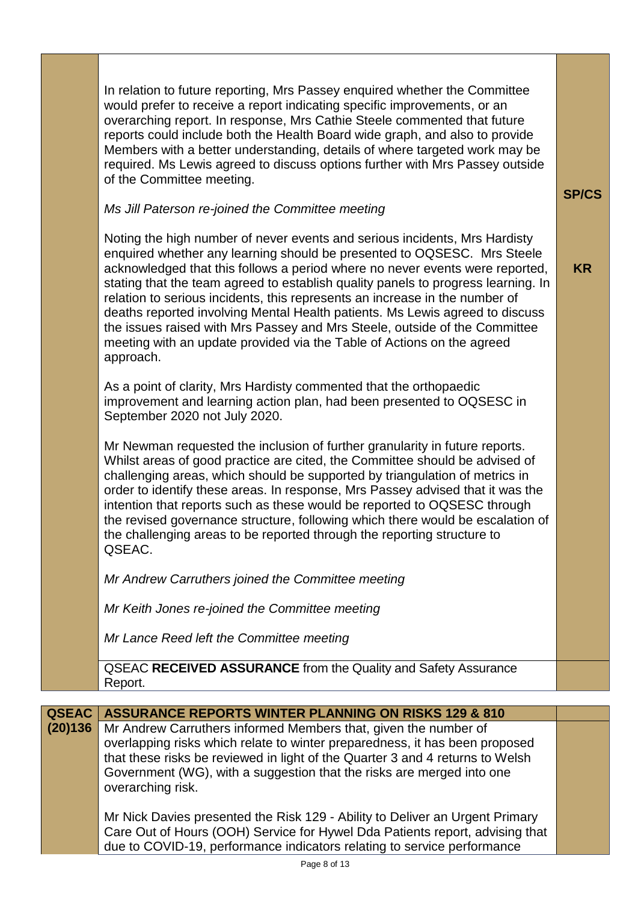| | | |
|---|---|---|
| | In relation to future reporting, Mrs Passey enquired whether the Committee would prefer to receive a report indicating specific improvements, or an overarching report. In response, Mrs Cathie Steele commented that future reports could include both the Health Board wide graph, and also to provide Members with a better understanding, details of where targeted work may be required. Ms Lewis agreed to discuss options further with Mrs Passey outside of the Committee meeting.<br><br>*Ms Jill Paterson re-joined the Committee meeting*<br><br>Noting the high number of never events and serious incidents, Mrs Hardisty enquired whether any learning should be presented to OQSESC. Mrs Steele acknowledged that this follows a period where no never events were reported, stating that the team agreed to establish quality panels to progress learning. In relation to serious incidents, this represents an increase in the number of deaths reported involving Mental Health patients. Ms Lewis agreed to discuss the issues raised with Mrs Passey and Mrs Steele, outside of the Committee meeting with an update provided via the Table of Actions on the agreed approach.<br><br>As a point of clarity, Mrs Hardisty commented that the orthopaedic improvement and learning action plan, had been presented to OQSESC in September 2020 not July 2020.<br><br>Mr Newman requested the inclusion of further granularity in future reports. Whilst areas of good practice are cited, the Committee should be advised of challenging areas, which should be supported by triangulation of metrics in order to identify these areas. In response, Mrs Passey advised that it was the intention that reports such as these would be reported to OQSESC through the revised governance structure, following which there would be escalation of the challenging areas to be reported through the reporting structure to QSEAC.<br><br>*Mr Andrew Carruthers joined the Committee meeting*<br><br>*Mr Keith Jones re-joined the Committee meeting*<br><br>*Mr Lance Reed left the Committee meeting* | **SP/CS**<br><br>**KR** |
| | QSEAC **RECEIVED ASSURANCE** from the Quality and Safety Assurance Report. | |

| | | |
|---|---|---|
| **QSEAC (20)136** | **ASSURANCE REPORTS WINTER PLANNING ON RISKS 129 & 810** | |
| | Mr Andrew Carruthers informed Members that, given the number of overlapping risks which relate to winter preparedness, it has been proposed that these risks be reviewed in light of the Quarter 3 and 4 returns to Welsh Government (WG), with a suggestion that the risks are merged into one overarching risk.<br><br>Mr Nick Davies presented the Risk 129 - Ability to Deliver an Urgent Primary Care Out of Hours (OOH) Service for Hywel Dda Patients report, advising that due to COVID-19, performance indicators relating to service performance | |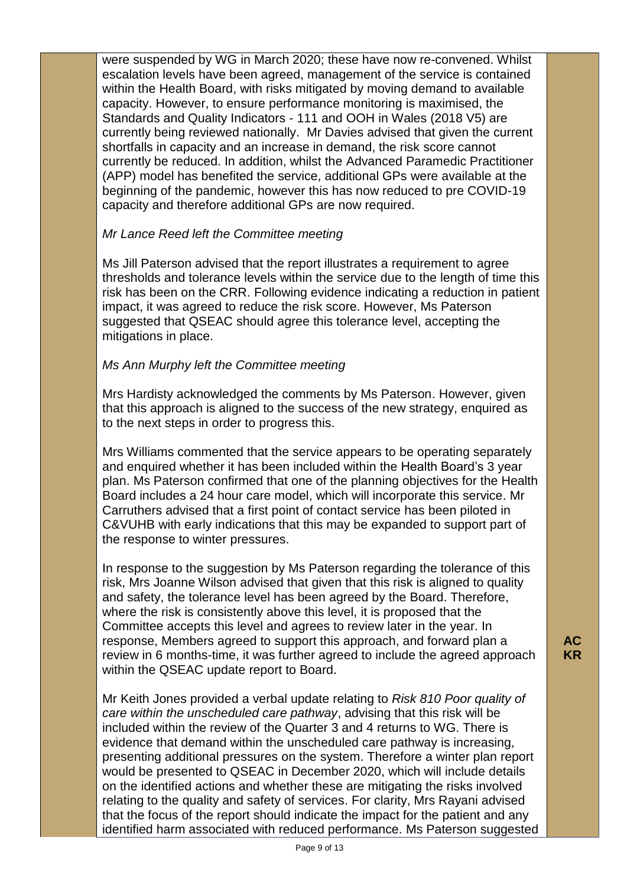were suspended by WG in March 2020; these have now re-convened. Whilst escalation levels have been agreed, management of the service is contained within the Health Board, with risks mitigated by moving demand to available capacity. However, to ensure performance monitoring is maximised, the Standards and Quality Indicators - 111 and OOH in Wales (2018 V5) are currently being reviewed nationally. Mr Davies advised that given the current shortfalls in capacity and an increase in demand, the risk score cannot currently be reduced. In addition, whilst the Advanced Paramedic Practitioner (APP) model has benefited the service, additional GPs were available at the beginning of the pandemic, however this has now reduced to pre COVID-19 capacity and therefore additional GPs are now required.

*Mr Lance Reed left the Committee meeting*

Ms Jill Paterson advised that the report illustrates a requirement to agree thresholds and tolerance levels within the service due to the length of time this risk has been on the CRR. Following evidence indicating a reduction in patient impact, it was agreed to reduce the risk score. However, Ms Paterson suggested that QSEAC should agree this tolerance level, accepting the mitigations in place.

*Ms Ann Murphy left the Committee meeting*

Mrs Hardisty acknowledged the comments by Ms Paterson. However, given that this approach is aligned to the success of the new strategy, enquired as to the next steps in order to progress this.

Mrs Williams commented that the service appears to be operating separately and enquired whether it has been included within the Health Board's 3 year plan. Ms Paterson confirmed that one of the planning objectives for the Health Board includes a 24 hour care model, which will incorporate this service. Mr Carruthers advised that a first point of contact service has been piloted in C&VUHB with early indications that this may be expanded to support part of the response to winter pressures.

In response to the suggestion by Ms Paterson regarding the tolerance of this risk, Mrs Joanne Wilson advised that given that this risk is aligned to quality and safety, the tolerance level has been agreed by the Board. Therefore, where the risk is consistently above this level, it is proposed that the Committee accepts this level and agrees to review later in the year. In response, Members agreed to support this approach, and forward plan a review in 6 months-time, it was further agreed to include the agreed approach within the QSEAC update report to Board.

**AC**
**KR**

Mr Keith Jones provided a verbal update relating to *Risk 810 Poor quality of care within the unscheduled care pathway*, advising that this risk will be included within the review of the Quarter 3 and 4 returns to WG. There is evidence that demand within the unscheduled care pathway is increasing, presenting additional pressures on the system. Therefore a winter plan report would be presented to QSEAC in December 2020, which will include details on the identified actions and whether these are mitigating the risks involved relating to the quality and safety of services. For clarity, Mrs Rayani advised that the focus of the report should indicate the impact for the patient and any identified harm associated with reduced performance. Ms Paterson suggested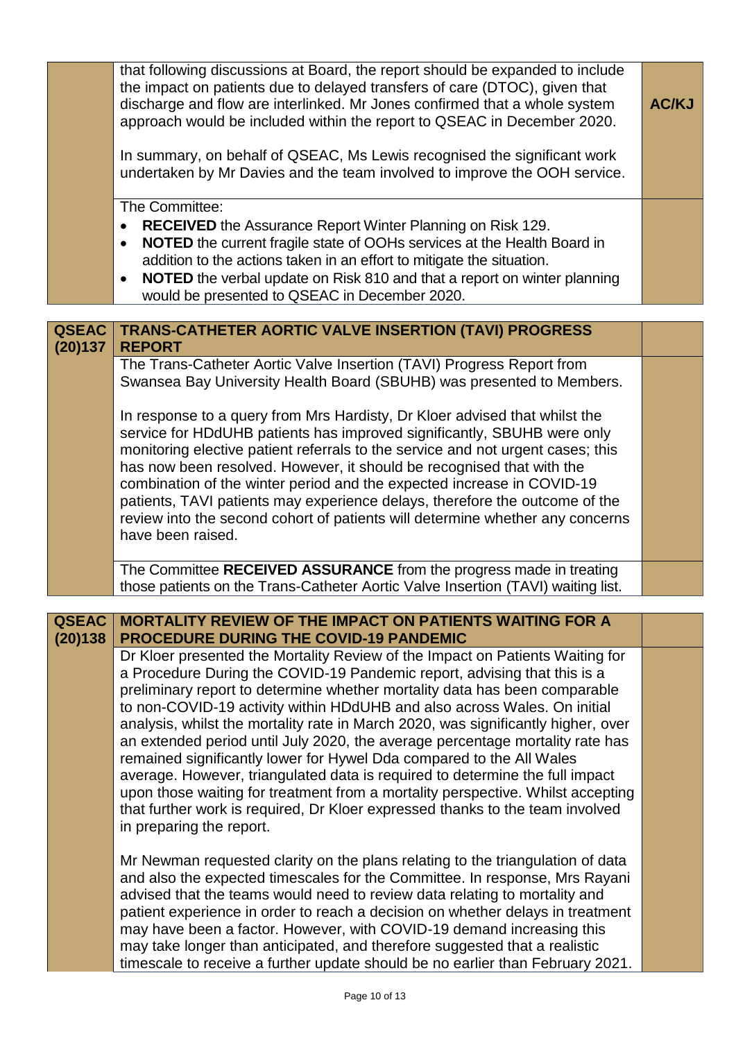| | | |
|---|---|---|
| | that following discussions at Board, the report should be expanded to include the impact on patients due to delayed transfers of care (DTOC), given that discharge and flow are interlinked. Mr Jones confirmed that a whole system approach would be included within the report to QSEAC in December 2020.<br><br>In summary, on behalf of QSEAC, Ms Lewis recognised the significant work undertaken by Mr Davies and the team involved to improve the OOH service. | **AC/KJ** |
| | The Committee:<br>• **RECEIVED** the Assurance Report Winter Planning on Risk 129.<br>• **NOTED** the current fragile state of OOHs services at the Health Board in addition to the actions taken in an effort to mitigate the situation.<br>• **NOTED** the verbal update on Risk 810 and that a report on winter planning would be presented to QSEAC in December 2020. | |

| | | |
|---|---|---|
| **QSEAC (20)137** | **TRANS-CATHETER AORTIC VALVE INSERTION (TAVI) PROGRESS REPORT** | |
| | The Trans-Catheter Aortic Valve Insertion (TAVI) Progress Report from Swansea Bay University Health Board (SBUHB) was presented to Members.<br><br>In response to a query from Mrs Hardisty, Dr Kloer advised that whilst the service for HDdUHB patients has improved significantly, SBUHB were only monitoring elective patient referrals to the service and not urgent cases; this has now been resolved. However, it should be recognised that with the combination of the winter period and the expected increase in COVID-19 patients, TAVI patients may experience delays, therefore the outcome of the review into the second cohort of patients will determine whether any concerns have been raised. | |
| | The Committee **RECEIVED ASSURANCE** from the progress made in treating those patients on the Trans-Catheter Aortic Valve Insertion (TAVI) waiting list. | |

| | | |
|---|---|---|
| **QSEAC (20)138** | **MORTALITY REVIEW OF THE IMPACT ON PATIENTS WAITING FOR A PROCEDURE DURING THE COVID-19 PANDEMIC** | |
| | Dr Kloer presented the Mortality Review of the Impact on Patients Waiting for a Procedure During the COVID-19 Pandemic report, advising that this is a preliminary report to determine whether mortality data has been comparable to non-COVID-19 activity within HDdUHB and also across Wales. On initial analysis, whilst the mortality rate in March 2020, was significantly higher, over an extended period until July 2020, the average percentage mortality rate has remained significantly lower for Hywel Dda compared to the All Wales average. However, triangulated data is required to determine the full impact upon those waiting for treatment from a mortality perspective. Whilst accepting that further work is required, Dr Kloer expressed thanks to the team involved in preparing the report.<br><br>Mr Newman requested clarity on the plans relating to the triangulation of data and also the expected timescales for the Committee. In response, Mrs Rayani advised that the teams would need to review data relating to mortality and patient experience in order to reach a decision on whether delays in treatment may have been a factor. However, with COVID-19 demand increasing this may take longer than anticipated, and therefore suggested that a realistic timescale to receive a further update should be no earlier than February 2021. | |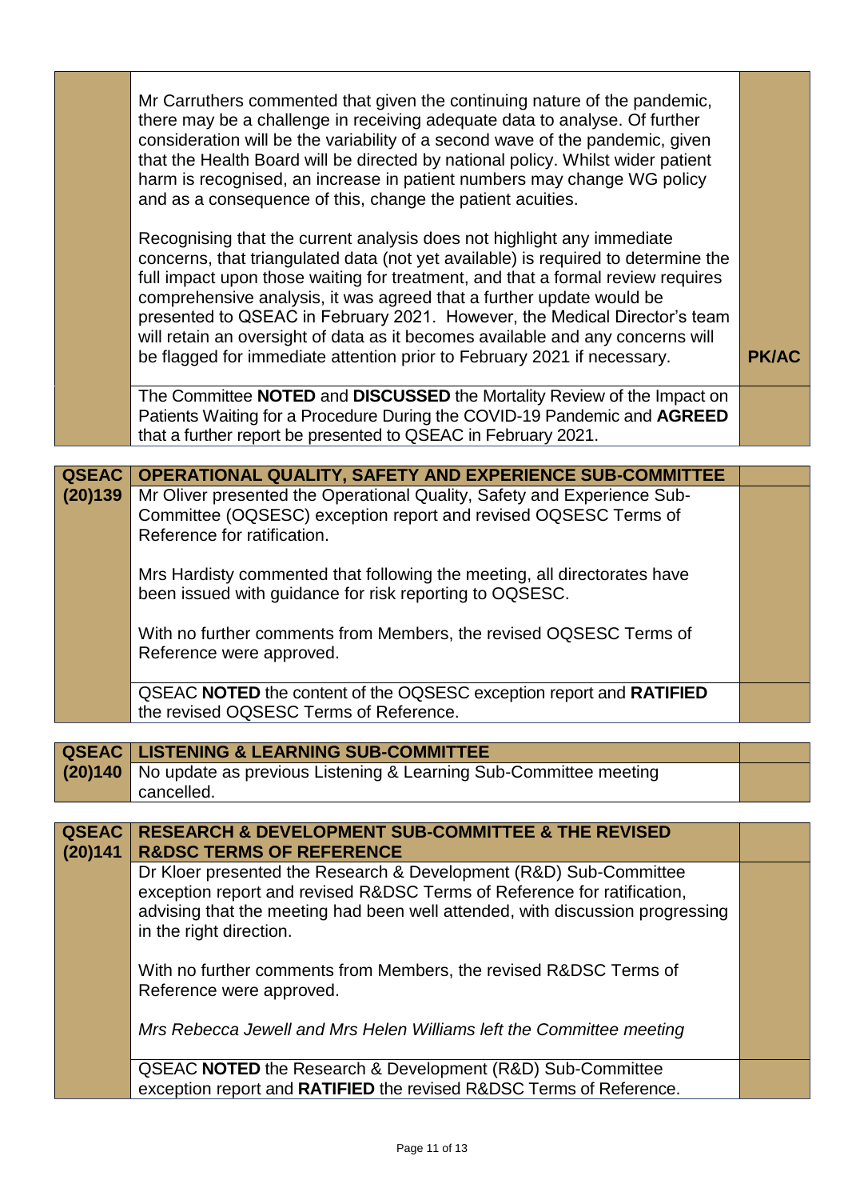| | | |
|---|---|---|
| | Mr Carruthers commented that given the continuing nature of the pandemic, there may be a challenge in receiving adequate data to analyse. Of further consideration will be the variability of a second wave of the pandemic, given that the Health Board will be directed by national policy. Whilst wider patient harm is recognised, an increase in patient numbers may change WG policy and as a consequence of this, change the patient acuities.<br><br>Recognising that the current analysis does not highlight any immediate concerns, that triangulated data (not yet available) is required to determine the full impact upon those waiting for treatment, and that a formal review requires comprehensive analysis, it was agreed that a further update would be presented to QSEAC in February 2021. However, the Medical Director's team will retain an oversight of data as it becomes available and any concerns will be flagged for immediate attention prior to February 2021 if necessary. | **PK/AC** |
| | The Committee **NOTED** and **DISCUSSED** the Mortality Review of the Impact on Patients Waiting for a Procedure During the COVID-19 Pandemic and **AGREED** that a further report be presented to QSEAC in February 2021. | |

| | | |
|---|---|---|
| **QSEAC (20)139** | **OPERATIONAL QUALITY, SAFETY AND EXPERIENCE SUB-COMMITTEE** | |
| | Mr Oliver presented the Operational Quality, Safety and Experience Sub-Committee (OQSESC) exception report and revised OQSESC Terms of Reference for ratification.<br><br>Mrs Hardisty commented that following the meeting, all directorates have been issued with guidance for risk reporting to OQSESC.<br><br>With no further comments from Members, the revised OQSESC Terms of Reference were approved. | |
| | QSEAC **NOTED** the content of the OQSESC exception report and **RATIFIED** the revised OQSESC Terms of Reference. | |

| | | |
|---|---|---|
| **QSEAC (20)140** | **LISTENING & LEARNING SUB-COMMITTEE** | |
| | No update as previous Listening & Learning Sub-Committee meeting cancelled. | |

| | | |
|---|---|---|
| **QSEAC (20)141** | **RESEARCH & DEVELOPMENT SUB-COMMITTEE & THE REVISED R&DSC TERMS OF REFERENCE** | |
| | Dr Kloer presented the Research & Development (R&D) Sub-Committee exception report and revised R&DSC Terms of Reference for ratification, advising that the meeting had been well attended, with discussion progressing in the right direction.<br><br>With no further comments from Members, the revised R&DSC Terms of Reference were approved.<br><br>*Mrs Rebecca Jewell and Mrs Helen Williams left the Committee meeting* | |
| | QSEAC **NOTED** the Research & Development (R&D) Sub-Committee exception report and **RATIFIED** the revised R&DSC Terms of Reference. | |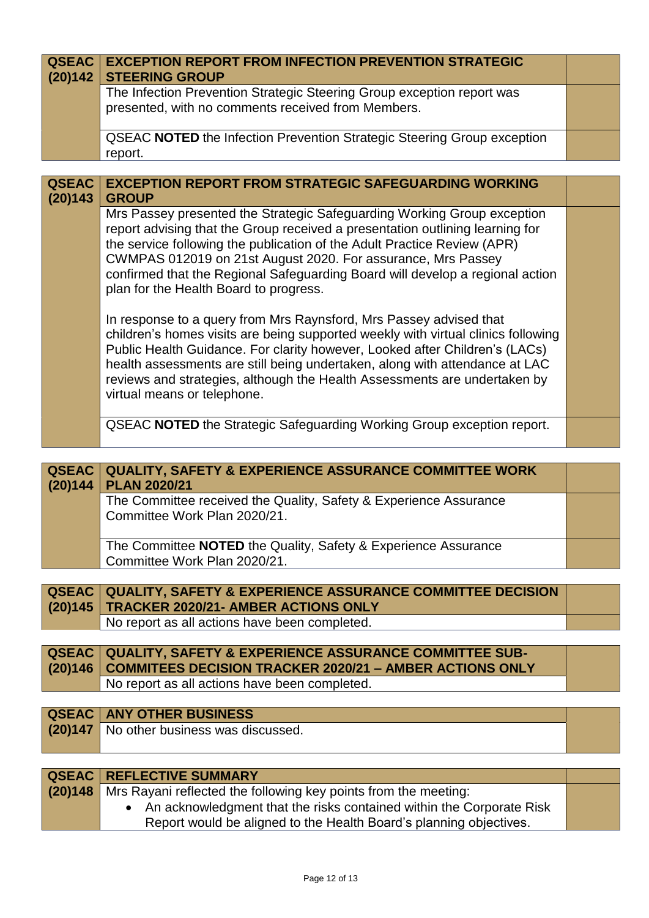| QSEAC (20)142 | EXCEPTION REPORT FROM INFECTION PREVENTION STRATEGIC STEERING GROUP | |
|---|---|---|
| | The Infection Prevention Strategic Steering Group exception report was presented, with no comments received from Members. | |
| | QSEAC **NOTED** the Infection Prevention Strategic Steering Group exception report. | |

| QSEAC (20)143 | EXCEPTION REPORT FROM STRATEGIC SAFEGUARDING WORKING GROUP | |
|---|---|---|
| | Mrs Passey presented the Strategic Safeguarding Working Group exception report advising that the Group received a presentation outlining learning for the service following the publication of the Adult Practice Review (APR) CWMPAS 012019 on 21st August 2020. For assurance, Mrs Passey confirmed that the Regional Safeguarding Board will develop a regional action plan for the Health Board to progress.<br><br>In response to a query from Mrs Raynsford, Mrs Passey advised that children's homes visits are being supported weekly with virtual clinics following Public Health Guidance. For clarity however, Looked after Children's (LACs) health assessments are still being undertaken, along with attendance at LAC reviews and strategies, although the Health Assessments are undertaken by virtual means or telephone. | |
| | QSEAC **NOTED** the Strategic Safeguarding Working Group exception report. | |

| QSEAC (20)144 | QUALITY, SAFETY & EXPERIENCE ASSURANCE COMMITTEE WORK PLAN 2020/21 | |
|---|---|---|
| | The Committee received the Quality, Safety & Experience Assurance Committee Work Plan 2020/21. | |
| | The Committee **NOTED** the Quality, Safety & Experience Assurance Committee Work Plan 2020/21. | |

| QSEAC (20)145 | QUALITY, SAFETY & EXPERIENCE ASSURANCE COMMITTEE DECISION TRACKER 2020/21- AMBER ACTIONS ONLY | |
|---|---|---|
| | No report as all actions have been completed. | |

| QSEAC (20)146 | QUALITY, SAFETY & EXPERIENCE ASSURANCE COMMITTEE SUB-COMMITEES DECISION TRACKER 2020/21 – AMBER ACTIONS ONLY | |
|---|---|---|
| | No report as all actions have been completed. | |

| QSEAC (20)147 | ANY OTHER BUSINESS | |
|---|---|---|
| | No other business was discussed. | |

| QSEAC (20)148 | REFLECTIVE SUMMARY | |
|---|---|---|
| | Mrs Rayani reflected the following key points from the meeting:<br>• An acknowledgment that the risks contained within the Corporate Risk Report would be aligned to the Health Board's planning objectives. | |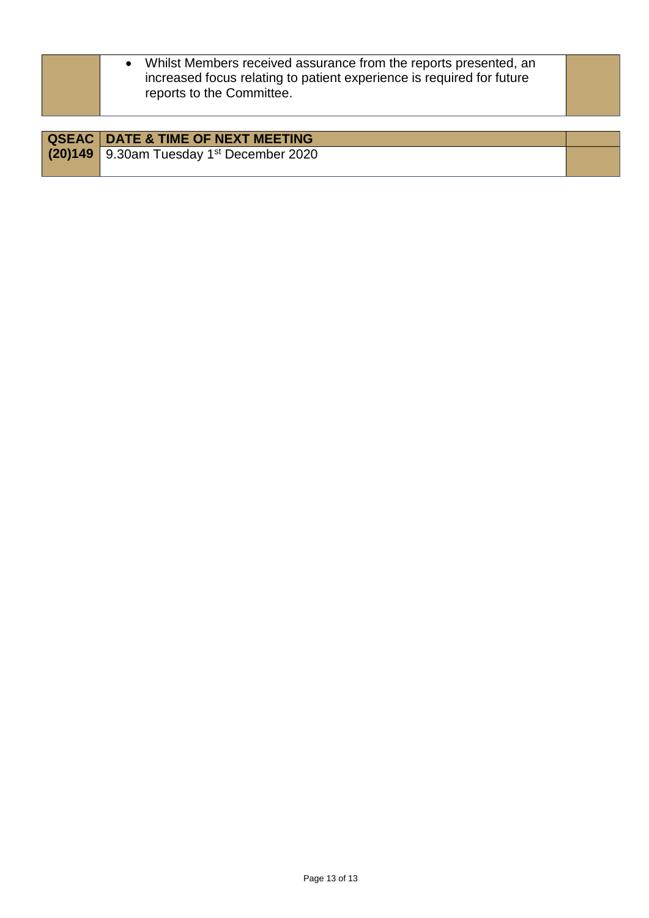| | | |
|---|---|---|
| | • Whilst Members received assurance from the reports presented, an increased focus relating to patient experience is required for future reports to the Committee. | |

| QSEAC | DATE & TIME OF NEXT MEETING | |
|---|---|---|
| (20)149 | 9.30am Tuesday 1st December 2020 | |